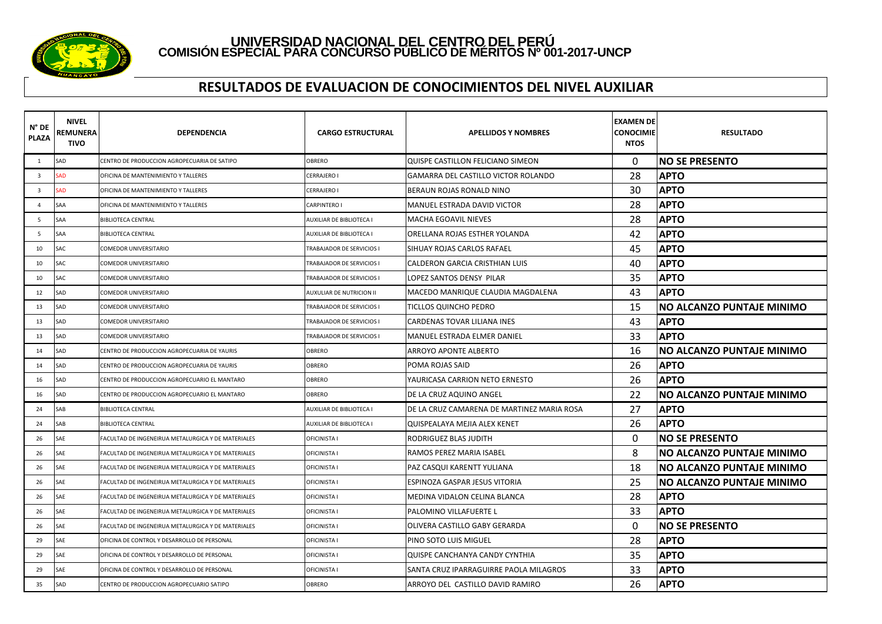# UNIVERSIDAD NACIONAL DEL CENTRO DEL PERÚ
## COMISIÓN ESPECIAL PARA CONCURSO PÚBLICO DE MÉRITOS Nº 001-2017-UNCP

## RESULTADOS DE EVALUACION DE CONOCIMIENTOS DEL NIVEL AUXILIAR

| N° DE PLAZA | NIVEL REMUNERATIVO | DEPENDENCIA | CARGO ESTRUCTURAL | APELLIDOS Y NOMBRES | EXAMEN DE CONOCIMIENTOS | RESULTADO |
|---|---|---|---|---|---|---|
| 1 | SAD | CENTRO DE PRODUCCION AGROPECUARIA DE SATIPO | OBRERO | QUISPE CASTILLON FELICIANO SIMEON | 0 | **NO SE PRESENTO** |
| 3 | SAD | OFICINA DE MANTENIMIENTO Y TALLERES | CERRAJERO I | GAMARRA DEL CASTILLO VICTOR ROLANDO | 28 | **APTO** |
| 3 | SAD | OFICINA DE MANTENIMIENTO Y TALLERES | CERRAJERO I | BERAUN ROJAS RONALD NINO | 30 | **APTO** |
| 4 | SAA | OFICINA DE MANTENIMIENTO Y TALLERES | CARPINTERO I | MANUEL ESTRADA DAVID VICTOR | 28 | **APTO** |
| 5 | SAA | BIBLIOTECA CENTRAL | AUXILIAR DE BIBLIOTECA I | MACHA EGOAVIL NIEVES | 28 | **APTO** |
| 5 | SAA | BIBLIOTECA CENTRAL | AUXILIAR DE BIBLIOTECA I | ORELLANA ROJAS ESTHER YOLANDA | 42 | **APTO** |
| 10 | SAC | COMEDOR UNIVERSITARIO | TRABAJADOR DE SERVICIOS I | SIHUAY ROJAS CARLOS RAFAEL | 45 | **APTO** |
| 10 | SAC | COMEDOR UNIVERSITARIO | TRABAJADOR DE SERVICIOS I | CALDERON GARCIA CRISTHIAN LUIS | 40 | **APTO** |
| 10 | SAC | COMEDOR UNIVERSITARIO | TRABAJADOR DE SERVICIOS I | LOPEZ SANTOS DENSY PILAR | 35 | **APTO** |
| 12 | SAD | COMEDOR UNIVERSITARIO | AUXULIAR DE NUTRICION II | MACEDO MANRIQUE CLAUDIA MAGDALENA | 43 | **APTO** |
| 13 | SAD | COMEDOR UNIVERSITARIO | TRABAJADOR DE SERVICIOS I | TICLLOS QUINCHO PEDRO | 15 | **NO ALCANZO PUNTAJE MINIMO** |
| 13 | SAD | COMEDOR UNIVERSITARIO | TRABAJADOR DE SERVICIOS I | CARDENAS TOVAR LILIANA INES | 43 | **APTO** |
| 13 | SAD | COMEDOR UNIVERSITARIO | TRABAJADOR DE SERVICIOS I | MANUEL ESTRADA ELMER DANIEL | 33 | **APTO** |
| 14 | SAD | CENTRO DE PRODUCCION AGROPECUARIA DE YAURIS | OBRERO | ARROYO APONTE ALBERTO | 16 | **NO ALCANZO PUNTAJE MINIMO** |
| 14 | SAD | CENTRO DE PRODUCCION AGROPECUARIA DE YAURIS | OBRERO | POMA ROJAS SAID | 26 | **APTO** |
| 16 | SAD | CENTRO DE PRODUCCION AGROPECUARIO EL MANTARO | OBRERO | YAURICASA CARRION NETO ERNESTO | 26 | **APTO** |
| 16 | SAD | CENTRO DE PRODUCCION AGROPECUARIO EL MANTARO | OBRERO | DE LA CRUZ AQUINO ANGEL | 22 | **NO ALCANZO PUNTAJE MINIMO** |
| 24 | SAB | BIBLIOTECA CENTRAL | AUXILIAR DE BIBLIOTECA I | DE LA CRUZ CAMARENA DE MARTINEZ MARIA ROSA | 27 | **APTO** |
| 24 | SAB | BIBLIOTECA CENTRAL | AUXILIAR DE BIBLIOTECA I | QUISPEALAYA MEJIA ALEX KENET | 26 | **APTO** |
| 26 | SAE | FACULTAD DE INGENEIRUA METALURGICA Y DE MATERIALES | OFICINISTA I | RODRIGUEZ BLAS JUDITH | 0 | **NO SE PRESENTO** |
| 26 | SAE | FACULTAD DE INGENEIRUA METALURGICA Y DE MATERIALES | OFICINISTA I | RAMOS PEREZ MARIA ISABEL | 8 | **NO ALCANZO PUNTAJE MINIMO** |
| 26 | SAE | FACULTAD DE INGENEIRUA METALURGICA Y DE MATERIALES | OFICINISTA I | PAZ CASQUI KARENTT YULIANA | 18 | **NO ALCANZO PUNTAJE MINIMO** |
| 26 | SAE | FACULTAD DE INGENEIRUA METALURGICA Y DE MATERIALES | OFICINISTA I | ESPINOZA GASPAR JESUS VITORIA | 25 | **NO ALCANZO PUNTAJE MINIMO** |
| 26 | SAE | FACULTAD DE INGENEIRUA METALURGICA Y DE MATERIALES | OFICINISTA I | MEDINA VIDALON CELINA BLANCA | 28 | **APTO** |
| 26 | SAE | FACULTAD DE INGENEIRUA METALURGICA Y DE MATERIALES | OFICINISTA I | PALOMINO VILLAFUERTE L | 33 | **APTO** |
| 26 | SAE | FACULTAD DE INGENEIRUA METALURGICA Y DE MATERIALES | OFICINISTA I | OLIVERA CASTILLO GABY GERARDA | 0 | **NO SE PRESENTO** |
| 29 | SAE | OFICINA DE CONTROL Y DESARROLLO DE PERSONAL | OFICINISTA I | PINO SOTO LUIS MIGUEL | 28 | **APTO** |
| 29 | SAE | OFICINA DE CONTROL Y DESARROLLO DE PERSONAL | OFICINISTA I | QUISPE CANCHANYA CANDY CYNTHIA | 35 | **APTO** |
| 29 | SAE | OFICINA DE CONTROL Y DESARROLLO DE PERSONAL | OFICINISTA I | SANTA CRUZ IPARRAGUIRRE PAOLA MILAGROS | 33 | **APTO** |
| 35 | SAD | CENTRO DE PRODUCCION AGROPECUARIO SATIPO | OBRERO | ARROYO DEL CASTILLO DAVID RAMIRO | 26 | **APTO** |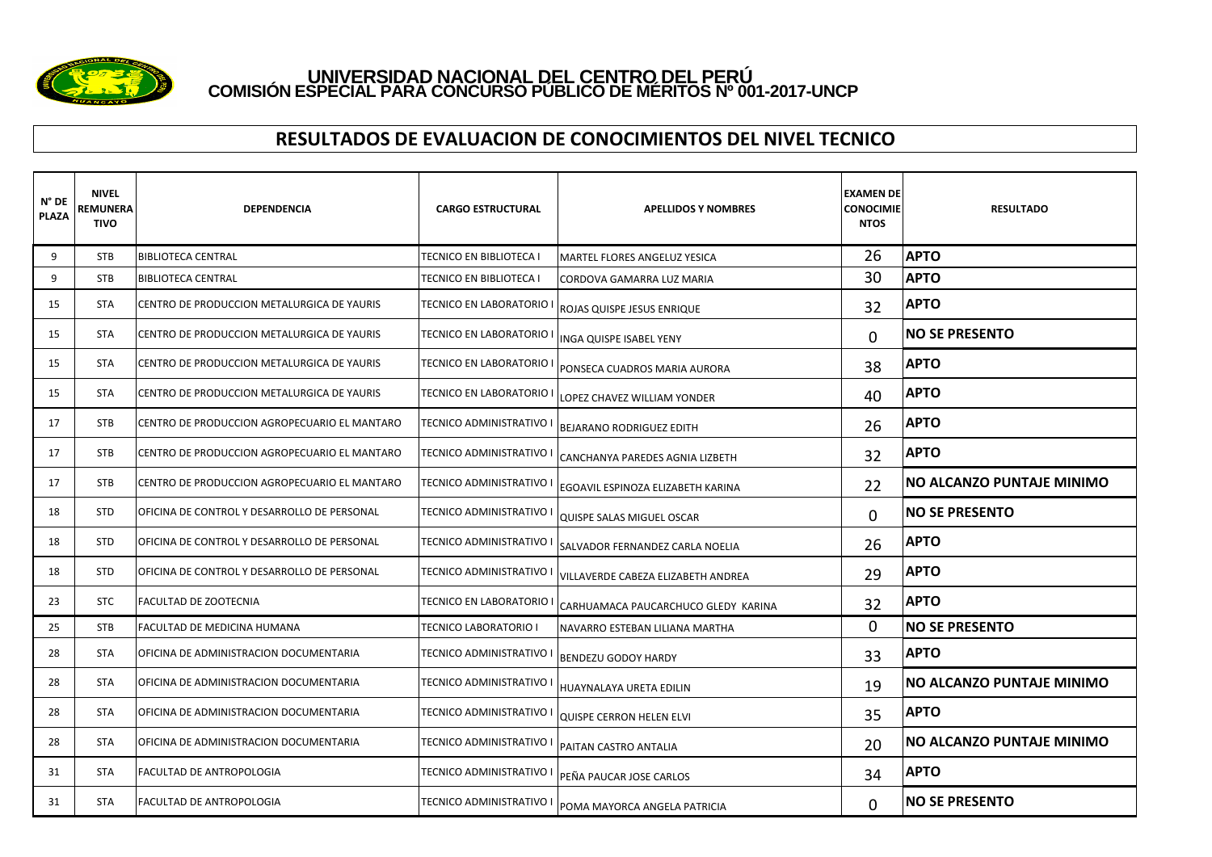# UNIVERSIDAD NACIONAL DEL CENTRO DEL PERÚ
## COMISIÓN ESPECIAL PARA CONCURSO PÚBLICO DE MÉRITOS Nº 001-2017-UNCP

## RESULTADOS DE EVALUACION DE CONOCIMIENTOS DEL NIVEL TECNICO

| N° DE PLAZA | NIVEL REMUNERATIVO | DEPENDENCIA | CARGO ESTRUCTURAL | APELLIDOS Y NOMBRES | EXAMEN DE CONOCIMIENTOS | RESULTADO |
|---|---|---|---|---|---|---|
| 9 | STB | BIBLIOTECA CENTRAL | TECNICO EN BIBLIOTECA I | MARTEL FLORES ANGELUZ YESICA | 26 | **APTO** |
| 9 | STB | BIBLIOTECA CENTRAL | TECNICO EN BIBLIOTECA I | CORDOVA GAMARRA LUZ MARIA | 30 | **APTO** |
| 15 | STA | CENTRO DE PRODUCCION METALURGICA DE YAURIS | TECNICO EN LABORATORIO I | ROJAS QUISPE JESUS ENRIQUE | 32 | **APTO** |
| 15 | STA | CENTRO DE PRODUCCION METALURGICA DE YAURIS | TECNICO EN LABORATORIO I | INGA QUISPE ISABEL YENY | 0 | **NO SE PRESENTO** |
| 15 | STA | CENTRO DE PRODUCCION METALURGICA DE YAURIS | TECNICO EN LABORATORIO I | PONSECA CUADROS MARIA AURORA | 38 | **APTO** |
| 15 | STA | CENTRO DE PRODUCCION METALURGICA DE YAURIS | TECNICO EN LABORATORIO I | LOPEZ CHAVEZ WILLIAM YONDER | 40 | **APTO** |
| 17 | STB | CENTRO DE PRODUCCION AGROPECUARIO EL MANTARO | TECNICO ADMINISTRATIVO I | BEJARANO RODRIGUEZ EDITH | 26 | **APTO** |
| 17 | STB | CENTRO DE PRODUCCION AGROPECUARIO EL MANTARO | TECNICO ADMINISTRATIVO I | CANCHANYA PAREDES AGNIA LIZBETH | 32 | **APTO** |
| 17 | STB | CENTRO DE PRODUCCION AGROPECUARIO EL MANTARO | TECNICO ADMINISTRATIVO I | EGOAVIL ESPINOZA ELIZABETH KARINA | 22 | **NO ALCANZO PUNTAJE MINIMO** |
| 18 | STD | OFICINA DE CONTROL Y DESARROLLO DE PERSONAL | TECNICO ADMINISTRATIVO I | QUISPE SALAS MIGUEL OSCAR | 0 | **NO SE PRESENTO** |
| 18 | STD | OFICINA DE CONTROL Y DESARROLLO DE PERSONAL | TECNICO ADMINISTRATIVO I | SALVADOR FERNANDEZ CARLA NOELIA | 26 | **APTO** |
| 18 | STD | OFICINA DE CONTROL Y DESARROLLO DE PERSONAL | TECNICO ADMINISTRATIVO I | VILLAVERDE CABEZA ELIZABETH ANDREA | 29 | **APTO** |
| 23 | STC | FACULTAD DE ZOOTECNIA | TECNICO EN LABORATORIO I | CARHUAMACA PAUCARCHUCO GLEDY KARINA | 32 | **APTO** |
| 25 | STB | FACULTAD DE MEDICINA HUMANA | TECNICO LABORATORIO I | NAVARRO ESTEBAN LILIANA MARTHA | 0 | **NO SE PRESENTO** |
| 28 | STA | OFICINA DE ADMINISTRACION DOCUMENTARIA | TECNICO ADMINISTRATIVO I | BENDEZU GODOY HARDY | 33 | **APTO** |
| 28 | STA | OFICINA DE ADMINISTRACION DOCUMENTARIA | TECNICO ADMINISTRATIVO I | HUAYNALAYA URETA EDILIN | 19 | **NO ALCANZO PUNTAJE MINIMO** |
| 28 | STA | OFICINA DE ADMINISTRACION DOCUMENTARIA | TECNICO ADMINISTRATIVO I | QUISPE CERRON HELEN ELVI | 35 | **APTO** |
| 28 | STA | OFICINA DE ADMINISTRACION DOCUMENTARIA | TECNICO ADMINISTRATIVO I | PAITAN CASTRO ANTALIA | 20 | **NO ALCANZO PUNTAJE MINIMO** |
| 31 | STA | FACULTAD DE ANTROPOLOGIA | TECNICO ADMINISTRATIVO I | PEÑA PAUCAR JOSE CARLOS | 34 | **APTO** |
| 31 | STA | FACULTAD DE ANTROPOLOGIA | TECNICO ADMINISTRATIVO I | POMA MAYORCA ANGELA PATRICIA | 0 | **NO SE PRESENTO** |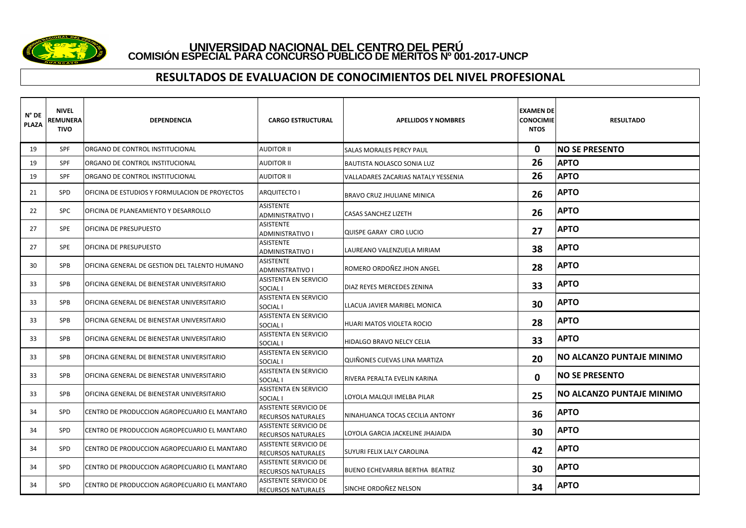# UNIVERSIDAD NACIONAL DEL CENTRO DEL PERÚ
## COMISIÓN ESPECIAL PARA CONCURSO PÚBLICO DE MÉRITOS Nº 001-2017-UNCP

## RESULTADOS DE EVALUACION DE CONOCIMIENTOS DEL NIVEL PROFESIONAL

| N° DE PLAZA | NIVEL REMUNERATIVO | DEPENDENCIA | CARGO ESTRUCTURAL | APELLIDOS Y NOMBRES | EXAMEN DE CONOCIMIENTOS | RESULTADO |
|---|---|---|---|---|---|---|
| 19 | SPF | ORGANO DE CONTROL INSTITUCIONAL | AUDITOR II | SALAS MORALES PERCY PAUL | **0** | **NO SE PRESENTO** |
| 19 | SPF | ORGANO DE CONTROL INSTITUCIONAL | AUDITOR II | BAUTISTA NOLASCO SONIA LUZ | **26** | **APTO** |
| 19 | SPF | ORGANO DE CONTROL INSTITUCIONAL | AUDITOR II | VALLADARES ZACARIAS NATALY YESSENIA | **26** | **APTO** |
| 21 | SPD | OFICINA DE ESTUDIOS Y FORMULACION DE PROYECTOS | ARQUITECTO I | BRAVO CRUZ JHULIANE MINICA | **26** | **APTO** |
| 22 | SPC | OFICINA DE PLANEAMIENTO Y DESARROLLO | ASISTENTE ADMINISTRATIVO I | CASAS SANCHEZ LIZETH | **26** | **APTO** |
| 27 | SPE | OFICINA DE PRESUPUESTO | ASISTENTE ADMINISTRATIVO I | QUISPE GARAY CIRO LUCIO | **27** | **APTO** |
| 27 | SPE | OFICINA DE PRESUPUESTO | ASISTENTE ADMINISTRATIVO I | LAUREANO VALENZUELA MIRIAM | **38** | **APTO** |
| 30 | SPB | OFICINA GENERAL DE GESTION DEL TALENTO HUMANO | ASISTENTE ADMINISTRATIVO I | ROMERO ORDOÑEZ JHON ANGEL | **28** | **APTO** |
| 33 | SPB | OFICINA GENERAL DE BIENESTAR UNIVERSITARIO | ASISTENTA EN SERVICIO SOCIAL I | DIAZ REYES MERCEDES ZENINA | **33** | **APTO** |
| 33 | SPB | OFICINA GENERAL DE BIENESTAR UNIVERSITARIO | ASISTENTA EN SERVICIO SOCIAL I | LLACUA JAVIER MARIBEL MONICA | **30** | **APTO** |
| 33 | SPB | OFICINA GENERAL DE BIENESTAR UNIVERSITARIO | ASISTENTA EN SERVICIO SOCIAL I | HUARI MATOS VIOLETA ROCIO | **28** | **APTO** |
| 33 | SPB | OFICINA GENERAL DE BIENESTAR UNIVERSITARIO | ASISTENTA EN SERVICIO SOCIAL I | HIDALGO BRAVO NELCY CELIA | **33** | **APTO** |
| 33 | SPB | OFICINA GENERAL DE BIENESTAR UNIVERSITARIO | ASISTENTA EN SERVICIO SOCIAL I | QUIÑONES CUEVAS LINA MARTIZA | **20** | **NO ALCANZO PUNTAJE MINIMO** |
| 33 | SPB | OFICINA GENERAL DE BIENESTAR UNIVERSITARIO | ASISTENTA EN SERVICIO SOCIAL I | RIVERA PERALTA EVELIN KARINA | **0** | **NO SE PRESENTO** |
| 33 | SPB | OFICINA GENERAL DE BIENESTAR UNIVERSITARIO | ASISTENTA EN SERVICIO SOCIAL I | LOYOLA MALQUI IMELBA PILAR | **25** | **NO ALCANZO PUNTAJE MINIMO** |
| 34 | SPD | CENTRO DE PRODUCCION AGROPECUARIO EL MANTARO | ASISTENTE SERVICIO DE RECURSOS NATURALES | NINAHUANCA TOCAS CECILIA ANTONY | **36** | **APTO** |
| 34 | SPD | CENTRO DE PRODUCCION AGROPECUARIO EL MANTARO | ASISTENTE SERVICIO DE RECURSOS NATURALES | LOYOLA GARCIA JACKELINE JHAJAIDA | **30** | **APTO** |
| 34 | SPD | CENTRO DE PRODUCCION AGROPECUARIO EL MANTARO | ASISTENTE SERVICIO DE RECURSOS NATURALES | SUYURI FELIX LALY CAROLINA | **42** | **APTO** |
| 34 | SPD | CENTRO DE PRODUCCION AGROPECUARIO EL MANTARO | ASISTENTE SERVICIO DE RECURSOS NATURALES | BUENO ECHEVARRIA BERTHA BEATRIZ | **30** | **APTO** |
| 34 | SPD | CENTRO DE PRODUCCION AGROPECUARIO EL MANTARO | ASISTENTE SERVICIO DE RECURSOS NATURALES | SINCHE ORDOÑEZ NELSON | **34** | **APTO** |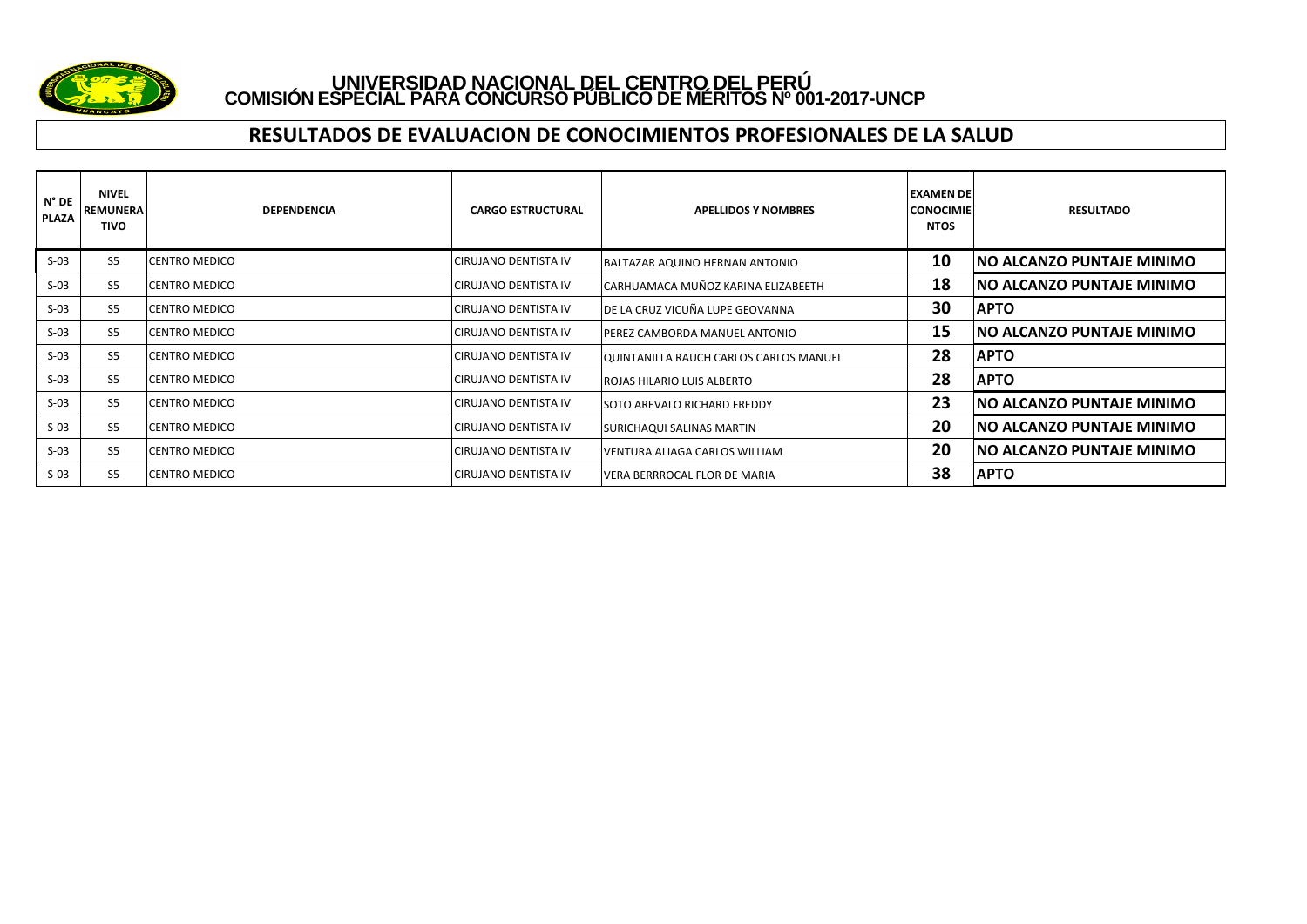# UNIVERSIDAD NACIONAL DEL CENTRO DEL PERÚ
## COMISIÓN ESPECIAL PARA CONCURSO PÚBLICO DE MÉRITOS Nº 001-2017-UNCP

## RESULTADOS DE EVALUACION DE CONOCIMIENTOS PROFESIONALES DE LA SALUD

| N° DE PLAZA | NIVEL REMUNERATIVO | DEPENDENCIA | CARGO ESTRUCTURAL | APELLIDOS Y NOMBRES | EXAMEN DE CONOCIMIENTOS | RESULTADO |
|---|---|---|---|---|---|---|
| S-03 | S5 | CENTRO MEDICO | CIRUJANO DENTISTA IV | BALTAZAR AQUINO HERNAN ANTONIO | **10** | **NO ALCANZO PUNTAJE MINIMO** |
| S-03 | S5 | CENTRO MEDICO | CIRUJANO DENTISTA IV | CARHUAMACA MUÑOZ KARINA ELIZABEETH | **18** | **NO ALCANZO PUNTAJE MINIMO** |
| S-03 | S5 | CENTRO MEDICO | CIRUJANO DENTISTA IV | DE LA CRUZ VICUÑA LUPE GEOVANNA | **30** | **APTO** |
| S-03 | S5 | CENTRO MEDICO | CIRUJANO DENTISTA IV | PEREZ CAMBORDA MANUEL ANTONIO | **15** | **NO ALCANZO PUNTAJE MINIMO** |
| S-03 | S5 | CENTRO MEDICO | CIRUJANO DENTISTA IV | QUINTANILLA RAUCH CARLOS CARLOS MANUEL | **28** | **APTO** |
| S-03 | S5 | CENTRO MEDICO | CIRUJANO DENTISTA IV | ROJAS HILARIO LUIS ALBERTO | **28** | **APTO** |
| S-03 | S5 | CENTRO MEDICO | CIRUJANO DENTISTA IV | SOTO AREVALO RICHARD FREDDY | **23** | **NO ALCANZO PUNTAJE MINIMO** |
| S-03 | S5 | CENTRO MEDICO | CIRUJANO DENTISTA IV | SURICHAQUI SALINAS MARTIN | **20** | **NO ALCANZO PUNTAJE MINIMO** |
| S-03 | S5 | CENTRO MEDICO | CIRUJANO DENTISTA IV | VENTURA ALIAGA CARLOS WILLIAM | **20** | **NO ALCANZO PUNTAJE MINIMO** |
| S-03 | S5 | CENTRO MEDICO | CIRUJANO DENTISTA IV | VERA BERRROCAL FLOR DE MARIA | **38** | **APTO** |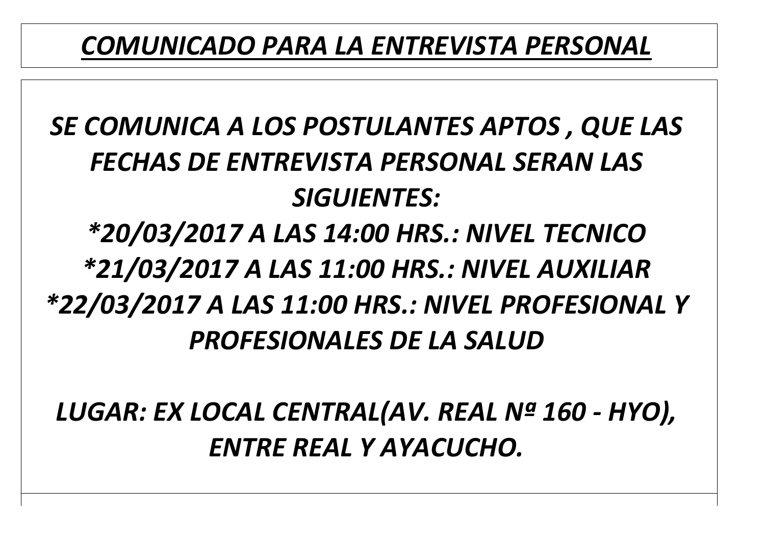# ***COMUNICADO PARA LA ENTREVISTA PERSONAL***

***SE COMUNICA A LOS POSTULANTES APTOS , QUE LAS FECHAS DE ENTREVISTA PERSONAL SERAN LAS SIGUIENTES:***

***\*20/03/2017 A LAS 14:00 HRS.: NIVEL TECNICO***

***\*21/03/2017 A LAS 11:00 HRS.: NIVEL AUXILIAR***

***\*22/03/2017 A LAS 11:00 HRS.: NIVEL PROFESIONAL Y PROFESIONALES DE LA SALUD***

***LUGAR: EX LOCAL CENTRAL(AV. REAL Nº 160 - HYO), ENTRE REAL Y AYACUCHO.***